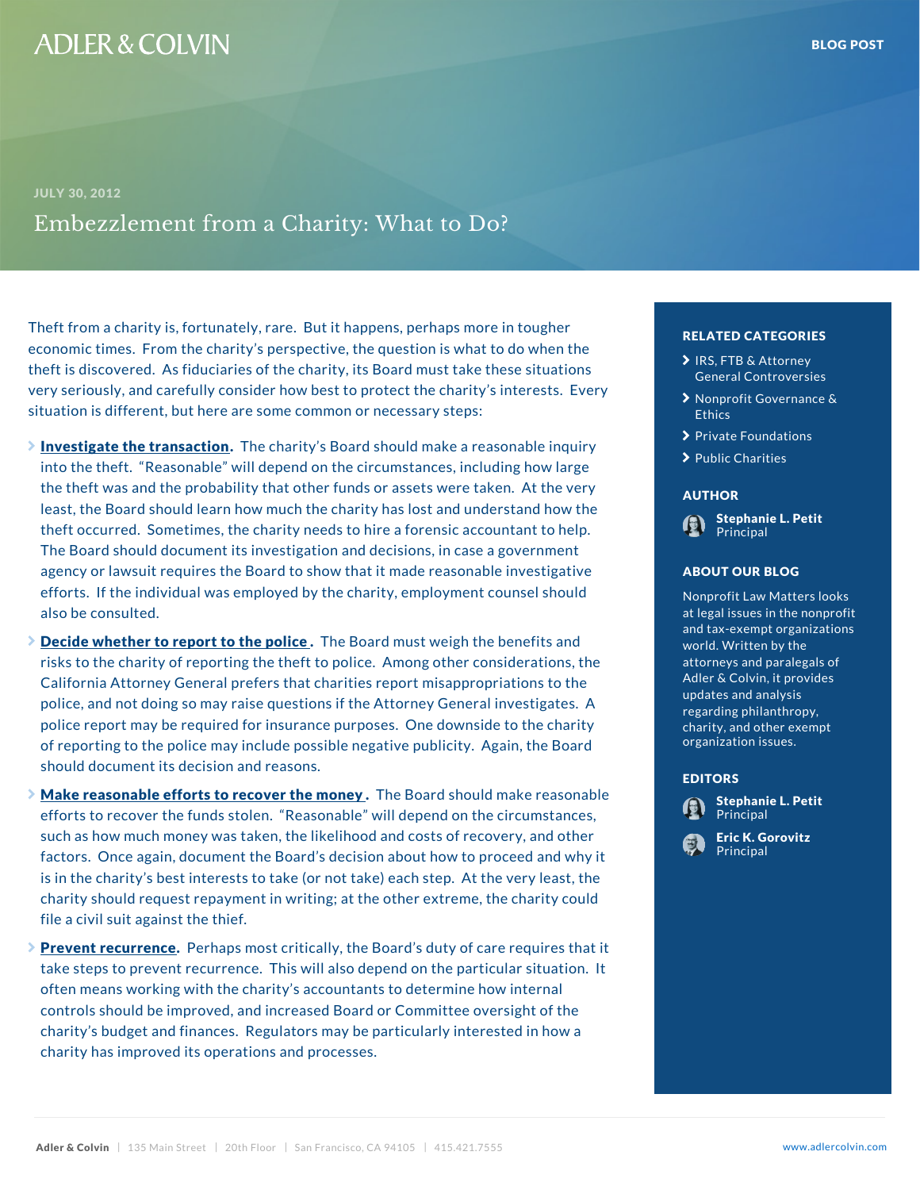ADLER & COLVIN

BLOG POST

JULY 30, 2012

# Embezzlement from a Charity: What to Do?

Theft from a charity is, fortunately, rare. But it happens, perhaps more in tougher economic times. From the charity's perspective, the question is what to do when the theft is discovered. As fiduciaries of the charity, its Board must take these situations very seriously, and carefully consider how best to protect the charity's interests. Every situation is different, but here are some common or necessary steps:

- **Investigate the transaction.** The charity's Board should make a reasonable inquiry into the theft. "Reasonable" will depend on the circumstances, including how large the theft was and the probability that other funds or assets were taken. At the very least, the Board should learn how much the charity has lost and understand how the theft occurred. Sometimes, the charity needs to hire a forensic accountant to help. The Board should document its investigation and decisions, in case a government agency or lawsuit requires the Board to show that it made reasonable investigative efforts. If the individual was employed by the charity, employment counsel should also be consulted.
- **Decide whether to report to the police.** The Board must weigh the benefits and risks to the charity of reporting the theft to police. Among other considerations, the California Attorney General prefers that charities report misappropriations to the police, and not doing so may raise questions if the Attorney General investigates. A police report may be required for insurance purposes. One downside to the charity of reporting to the police may include possible negative publicity. Again, the Board should document its decision and reasons.
- **Make reasonable efforts to recover the money.** The Board should make reasonable efforts to recover the funds stolen. "Reasonable" will depend on the circumstances, such as how much money was taken, the likelihood and costs of recovery, and other factors. Once again, document the Board's decision about how to proceed and why it is in the charity's best interests to take (or not take) each step. At the very least, the charity should request repayment in writing; at the other extreme, the charity could file a civil suit against the thief.
- **Prevent recurrence.** Perhaps most critically, the Board's duty of care requires that it take steps to prevent recurrence. This will also depend on the particular situation. It often means working with the charity's accountants to determine how internal controls should be improved, and increased Board or Committee oversight of the charity's budget and finances. Regulators may be particularly interested in how a charity has improved its operations and processes.

## RELATED CATEGORIES

- IRS, FTB & Attorney General Controversies
- Nonprofit Governance & Ethics
- Private Foundations
- Public Charities

## AUTHOR

**Stephanie L. Petit**
Principal

## ABOUT OUR BLOG

Nonprofit Law Matters looks at legal issues in the nonprofit and tax-exempt organizations world. Written by the attorneys and paralegals of Adler & Colvin, it provides updates and analysis regarding philanthropy, charity, and other exempt organization issues.

## EDITORS

**Stephanie L. Petit**
Principal

**Eric K. Gorovitz**
Principal

Adler & Colvin | 135 Main Street | 20th Floor | San Francisco, CA 94105 | 415.421.7555 www.adlercolvin.com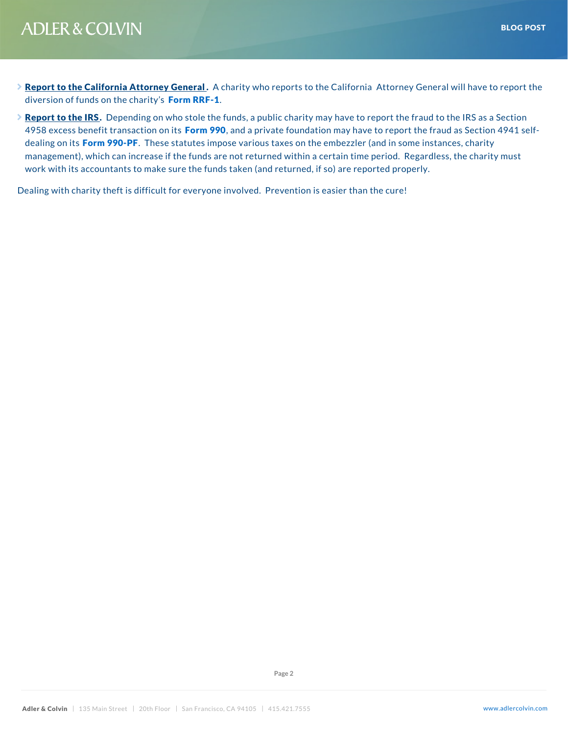- **Report to the California Attorney General.** A charity who reports to the California Attorney General will have to report the diversion of funds on the charity's **Form RRF-1**.
- **Report to the IRS.** Depending on who stole the funds, a public charity may have to report the fraud to the IRS as a Section 4958 excess benefit transaction on its **Form 990**, and a private foundation may have to report the fraud as Section 4941 self-dealing on its **Form 990-PF**. These statutes impose various taxes on the embezzler (and in some instances, charity management), which can increase if the funds are not returned within a certain time period. Regardless, the charity must work with its accountants to make sure the funds taken (and returned, if so) are reported properly.

Dealing with charity theft is difficult for everyone involved. Prevention is easier than the cure!